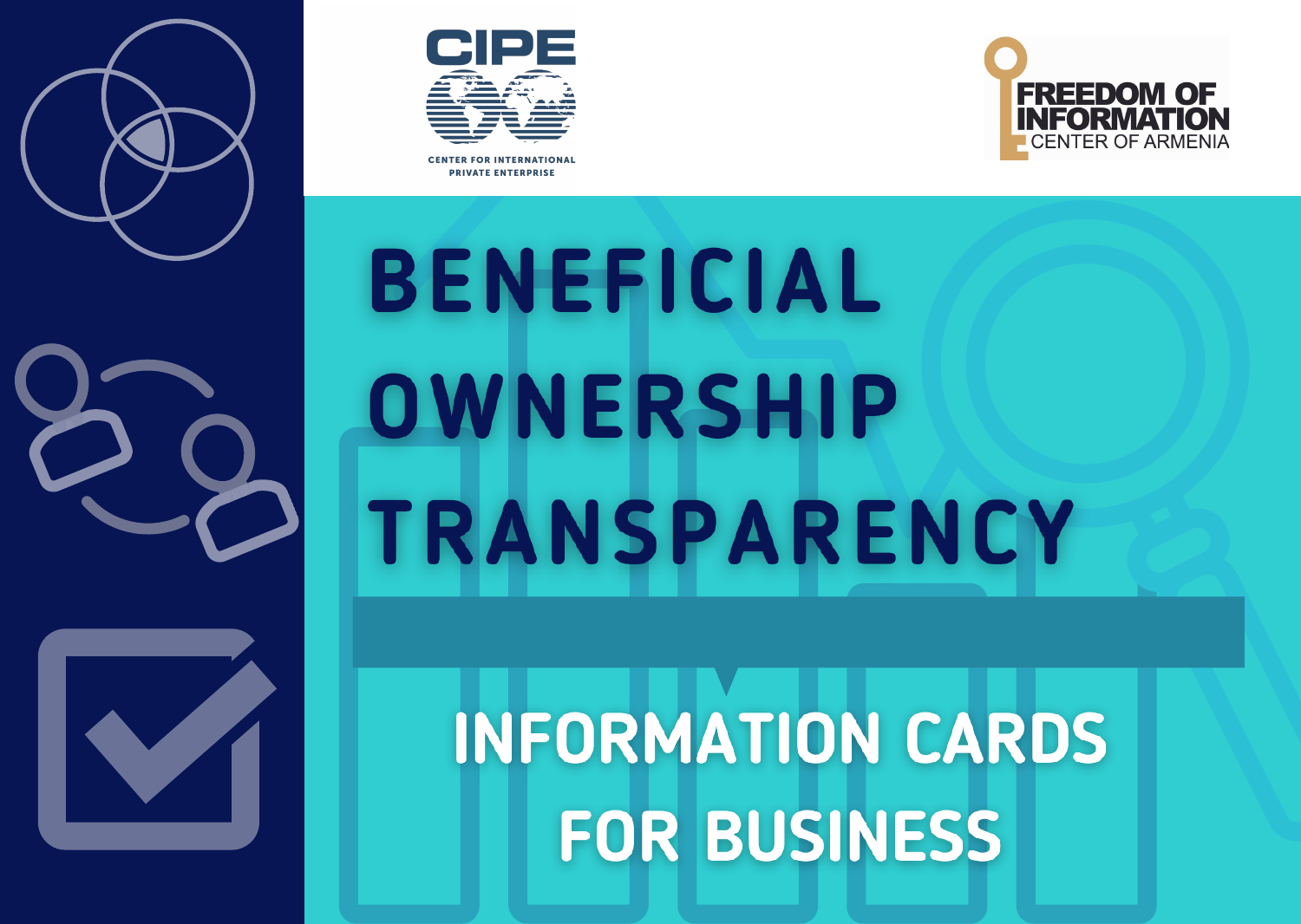CIPE

CENTER FOR INTERNATIONAL PRIVATE ENTERPRISE

FREEDOM OF INFORMATION CENTER OF ARMENIA

# BENEFICIAL OWNERSHIP TRANSPARENCY

## INFORMATION CARDS FOR BUSINESS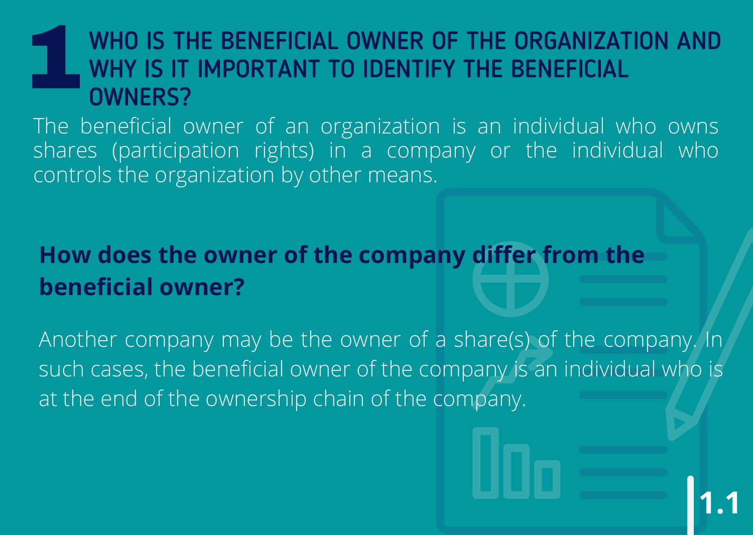# 1 WHO IS THE BENEFICIAL OWNER OF THE ORGANIZATION AND WHY IS IT IMPORTANT TO IDENTIFY THE BENEFICIAL OWNERS?

The beneficial owner of an organization is an individual who owns shares (participation rights) in a company or the individual who controls the organization by other means.

## How does the owner of the company differ from the beneficial owner?

Another company may be the owner of a share(s) of the company. In such cases, the beneficial owner of the company is an individual who is at the end of the ownership chain of the company.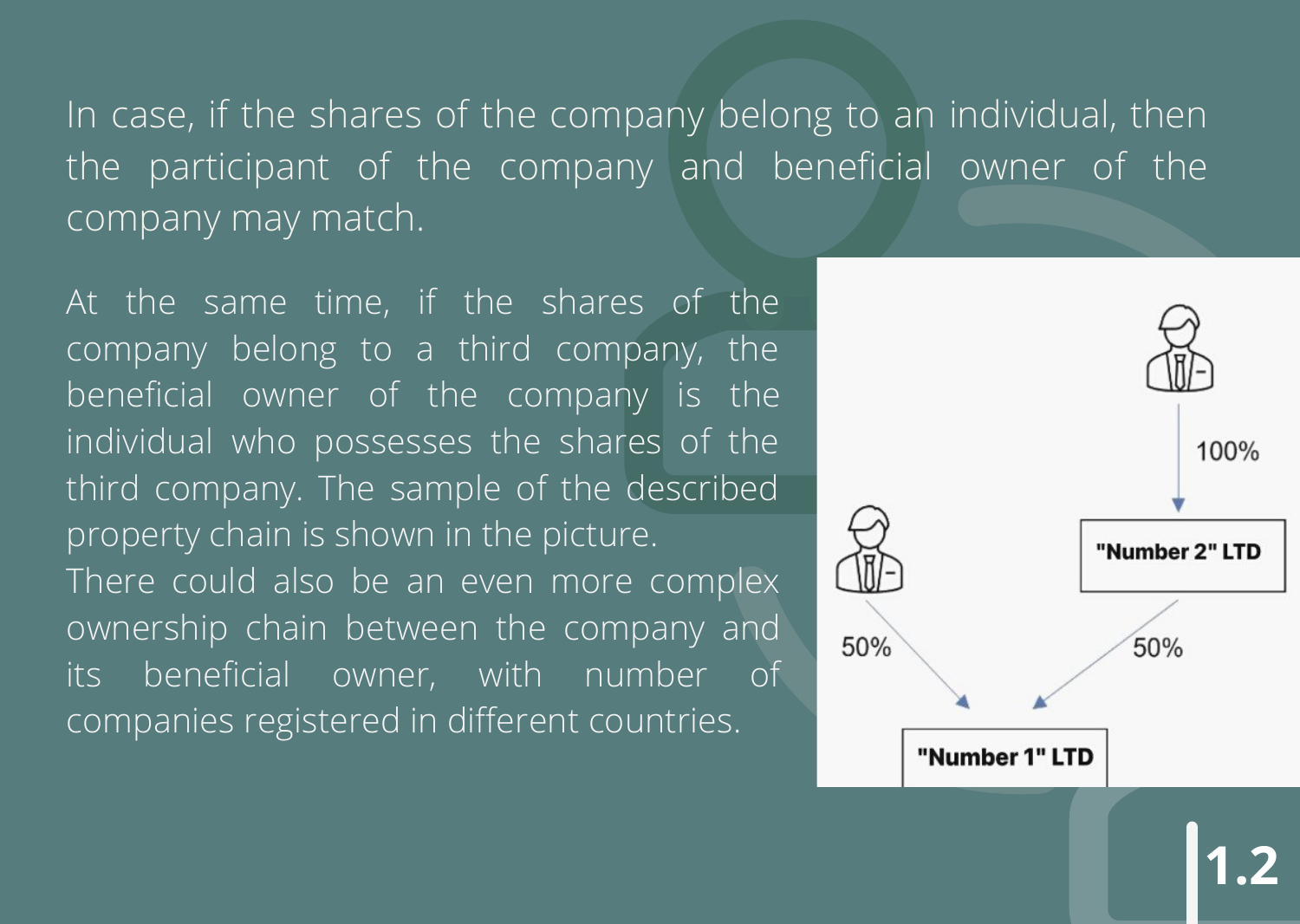In case, if the shares of the company belong to an individual, then the participant of the company and beneficial owner of the company may match.

At the same time, if the shares of the company belong to a third company, the beneficial owner of the company is the individual who possesses the shares of the third company. The sample of the described property chain is shown in the picture.

There could also be an even more complex ownership chain between the company and its beneficial owner, with number of companies registered in different countries.

100%

"Number 2" LTD

50%

50%

"Number 1" LTD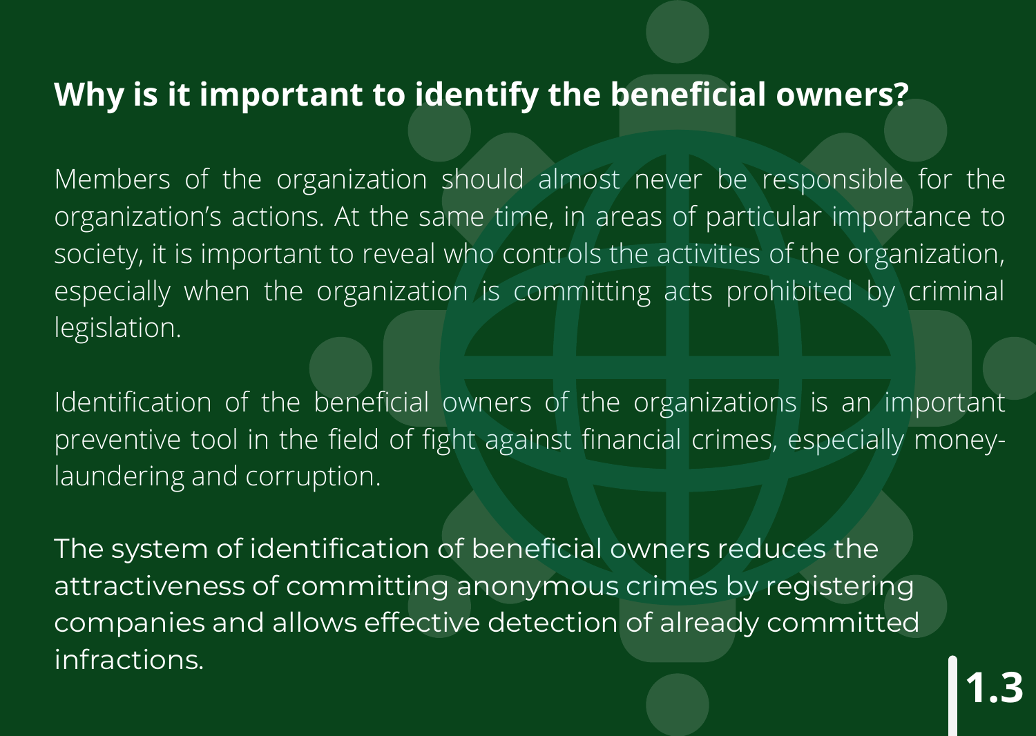## Why is it important to identify the beneficial owners?

Members of the organization should almost never be responsible for the organization’s actions. At the same time, in areas of particular importance to society, it is important to reveal who controls the activities of the organization, especially when the organization is committing acts prohibited by criminal legislation.

Identification of the beneficial owners of the organizations is an important preventive tool in the field of fight against financial crimes, especially money-laundering and corruption.

The system of identification of beneficial owners reduces the attractiveness of committing anonymous crimes by registering companies and allows effective detection of already committed infractions.

1.3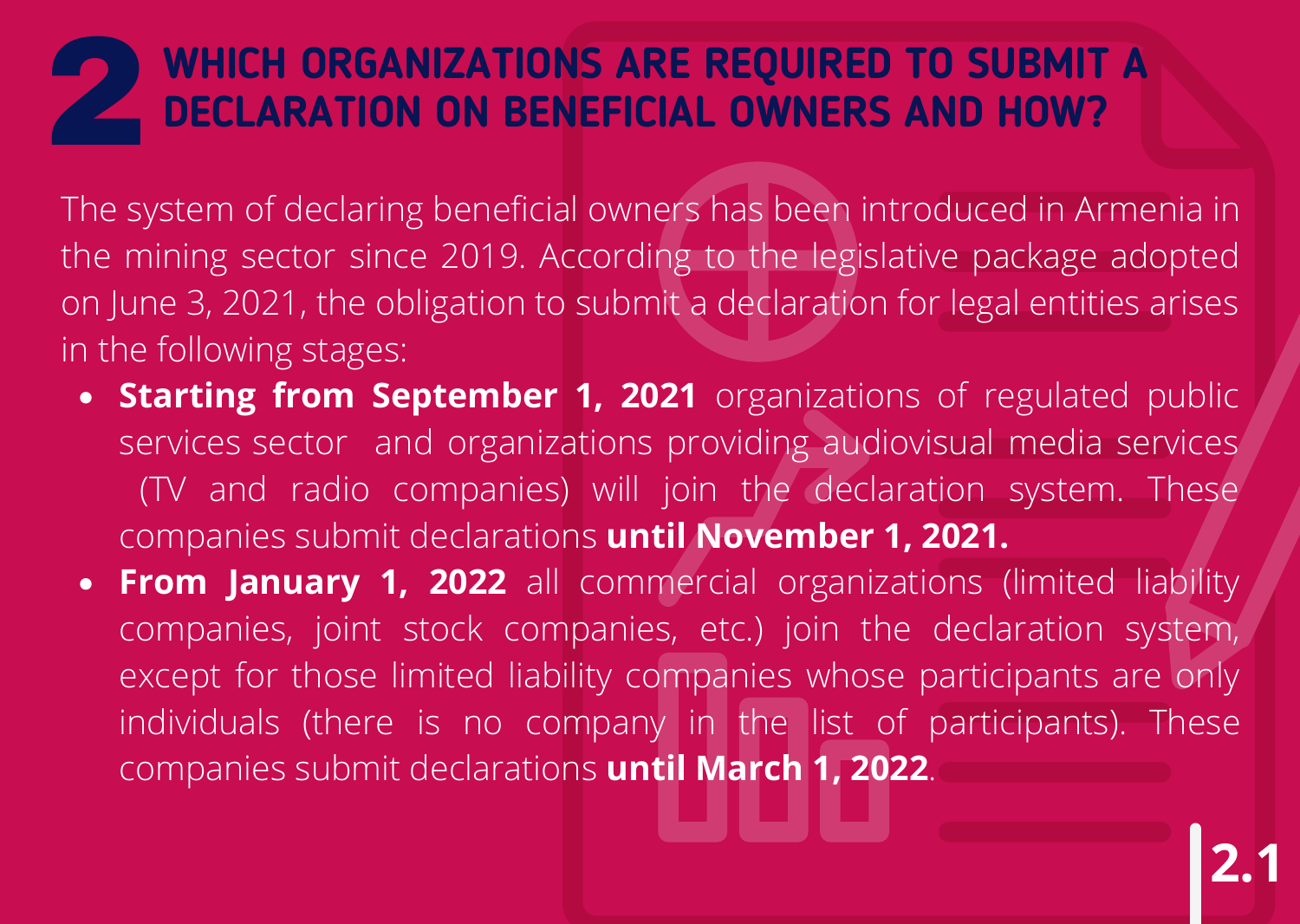# 2 WHICH ORGANIZATIONS ARE REQUIRED TO SUBMIT A DECLARATION ON BENEFICIAL OWNERS AND HOW?

The system of declaring beneficial owners has been introduced in Armenia in the mining sector since 2019. According to the legislative package adopted on June 3, 2021, the obligation to submit a declaration for legal entities arises in the following stages:

- **Starting from September 1, 2021** organizations of regulated public services sector and organizations providing audiovisual media services (TV and radio companies) will join the declaration system. These companies submit declarations **until November 1, 2021.**
- **From January 1, 2022** all commercial organizations (limited liability companies, joint stock companies, etc.) join the declaration system, except for those limited liability companies whose participants are only individuals (there is no company in the list of participants). These companies submit declarations **until March 1, 2022**.

2.1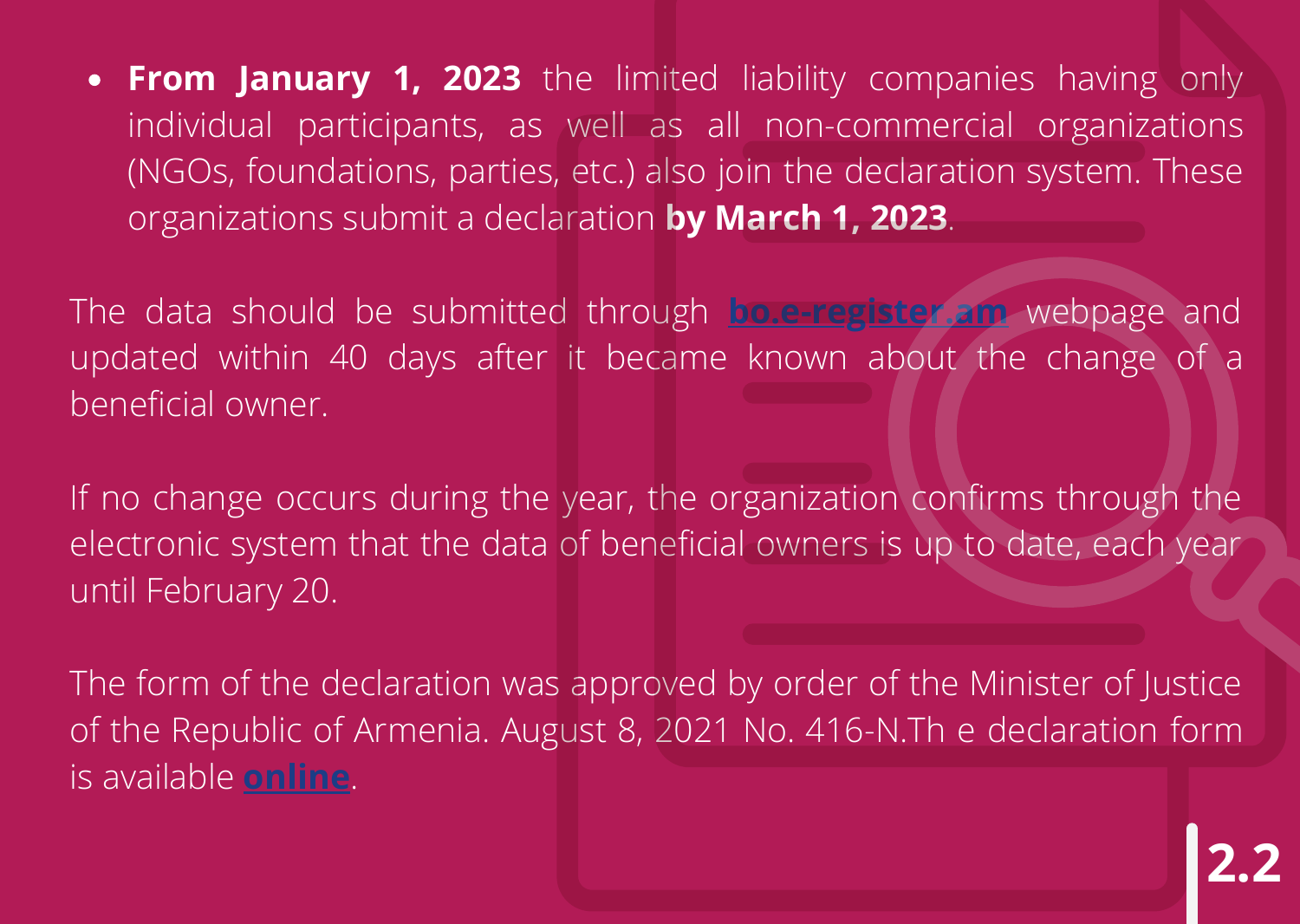- **From January 1, 2023** the limited liability companies having only individual participants, as well as all non-commercial organizations (NGOs, foundations, parties, etc.) also join the declaration system. These organizations submit a declaration **by March 1, 2023**.

The data should be submitted through **bo.e-register.am** webpage and updated within 40 days after it became known about the change of a beneficial owner.

If no change occurs during the year, the organization confirms through the electronic system that the data of beneficial owners is up to date, each year until February 20.

The form of the declaration was approved by order of the Minister of Justice of the Republic of Armenia. August 8, 2021 No. 416-N.Th e declaration form is available **online**.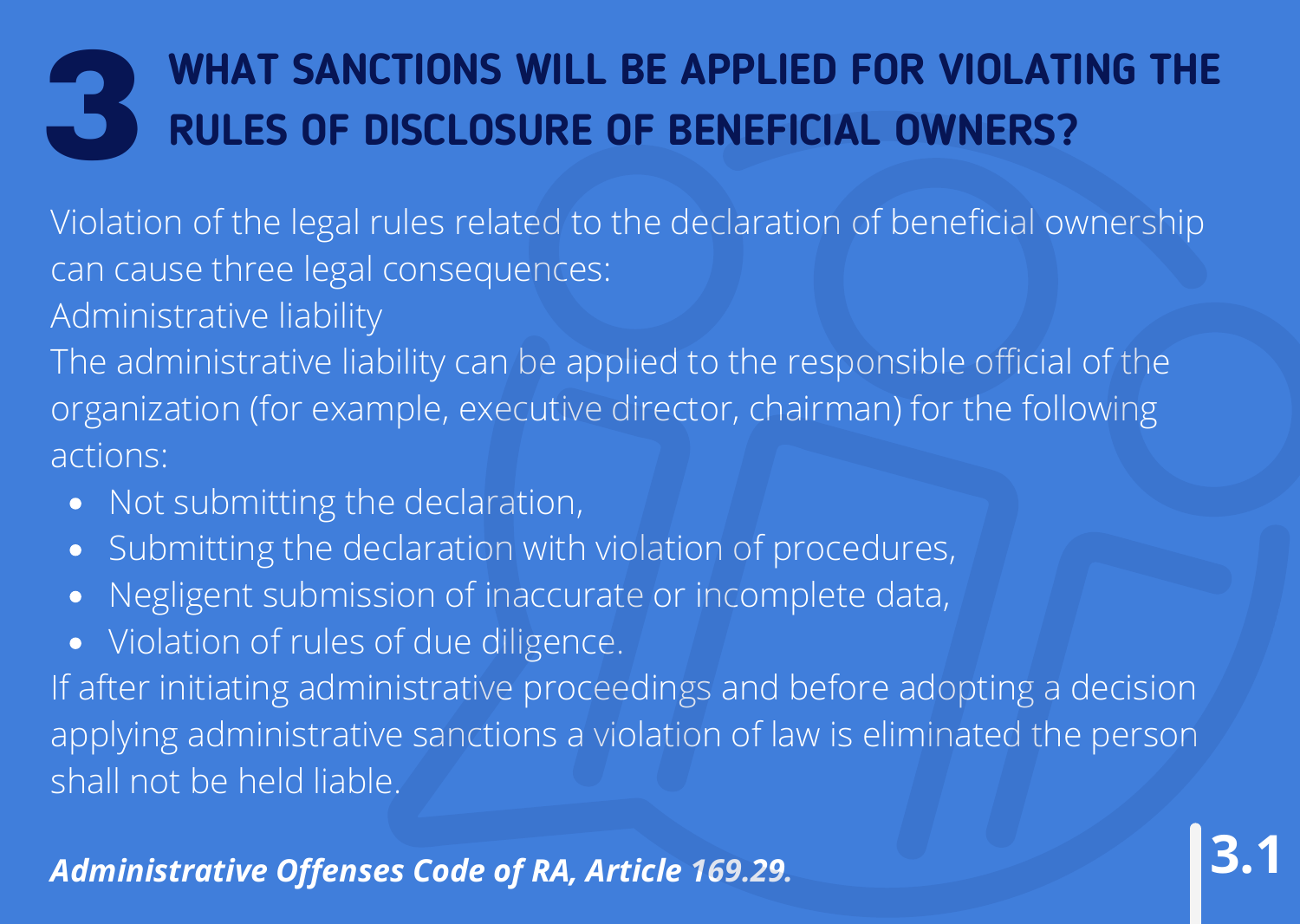# 3 WHAT SANCTIONS WILL BE APPLIED FOR VIOLATING THE RULES OF DISCLOSURE OF BENEFICIAL OWNERS?

Violation of the legal rules related to the declaration of beneficial ownership can cause three legal consequences:

Administrative liability

The administrative liability can be applied to the responsible official of the organization (for example, executive director, chairman) for the following actions:

- Not submitting the declaration,
- Submitting the declaration with violation of procedures,
- Negligent submission of inaccurate or incomplete data,
- Violation of rules of due diligence.

If after initiating administrative proceedings and before adopting a decision applying administrative sanctions a violation of law is eliminated the person shall not be held liable.

***Administrative Offenses Code of RA, Article 169.29.***

3.1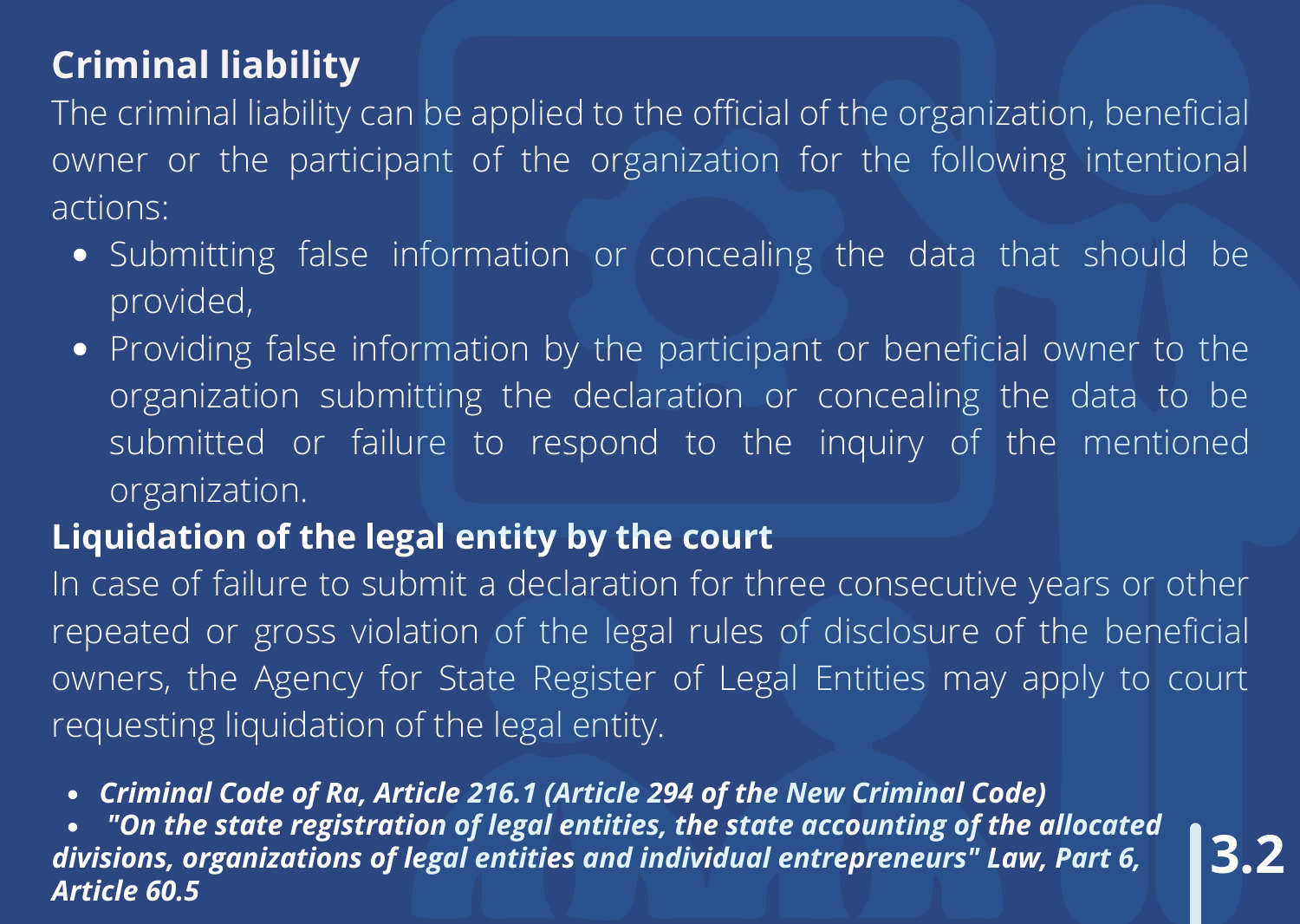## Criminal liability

The criminal liability can be applied to the official of the organization, beneficial owner or the participant of the organization for the following intentional actions:

- Submitting false information or concealing the data that should be provided,
- Providing false information by the participant or beneficial owner to the organization submitting the declaration or concealing the data to be submitted or failure to respond to the inquiry of the mentioned organization.

## Liquidation of the legal entity by the court

In case of failure to submit a declaration for three consecutive years or other repeated or gross violation of the legal rules of disclosure of the beneficial owners, the Agency for State Register of Legal Entities may apply to court requesting liquidation of the legal entity.

- ***Criminal Code of Ra, Article 216.1 (Article 294 of the New Criminal Code)***
- ***"On the state registration of legal entities, the state accounting of the allocated divisions, organizations of legal entities and individual entrepreneurs" Law, Part 6, Article 60.5***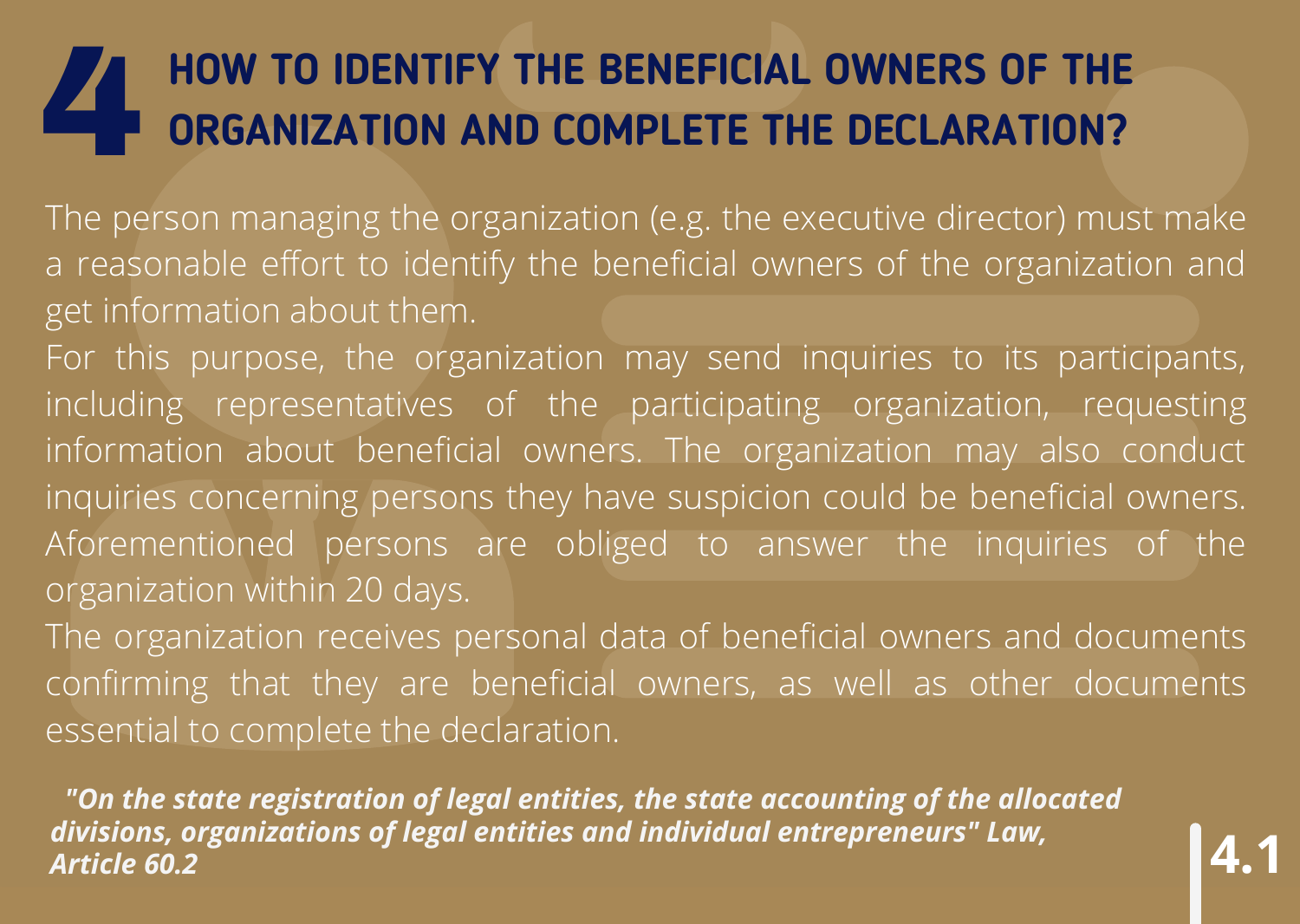# 4 HOW TO IDENTIFY THE BENEFICIAL OWNERS OF THE ORGANIZATION AND COMPLETE THE DECLARATION?

The person managing the organization (e.g. the executive director) must make a reasonable effort to identify the beneficial owners of the organization and get information about them.

For this purpose, the organization may send inquiries to its participants, including representatives of the participating organization, requesting information about beneficial owners. The organization may also conduct inquiries concerning persons they have suspicion could be beneficial owners. Aforementioned persons are obliged to answer the inquiries of the organization within 20 days.

The organization receives personal data of beneficial owners and documents confirming that they are beneficial owners, as well as other documents essential to complete the declaration.

***"On the state registration of legal entities, the state accounting of the allocated divisions, organizations of legal entities and individual entrepreneurs" Law, Article 60.2***

**4.1**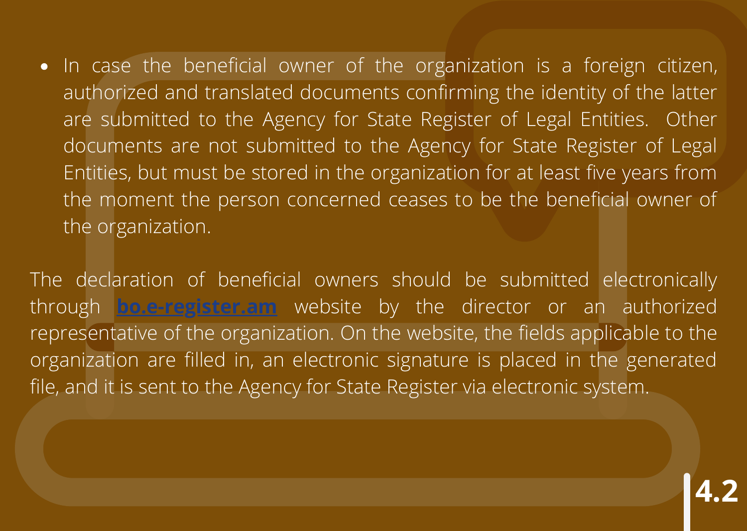- In case the beneficial owner of the organization is a foreign citizen, authorized and translated documents confirming the identity of the latter are submitted to the Agency for State Register of Legal Entities.  Other documents are not submitted to the Agency for State Register of Legal Entities, but must be stored in the organization for at least five years from the moment the person concerned ceases to be the beneficial owner of the organization.

The declaration of beneficial owners should be submitted electronically through **bo.e-register.am** website by the director or an authorized representative of the organization. On the website, the fields applicable to the organization are filled in, an electronic signature is placed in the generated file, and it is sent to the Agency for State Register via electronic system.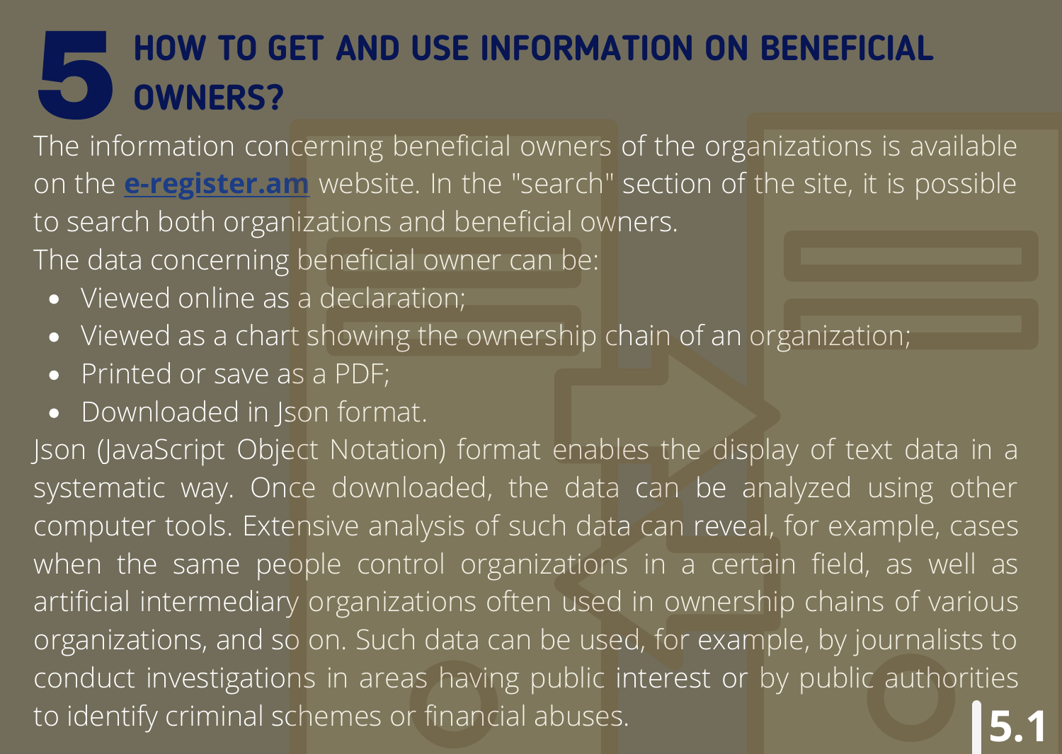# 5 HOW TO GET AND USE INFORMATION ON BENEFICIAL OWNERS?

The information concerning beneficial owners of the organizations is available on the **e-register.am** website. In the "search" section of the site, it is possible to search both organizations and beneficial owners.

The data concerning beneficial owner can be:

- Viewed online as a declaration;
- Viewed as a chart showing the ownership chain of an organization;
- Printed or save as a PDF;
- Downloaded in Json format.

Json (JavaScript Object Notation) format enables the display of text data in a systematic way. Once downloaded, the data can be analyzed using other computer tools. Extensive analysis of such data can reveal, for example, cases when the same people control organizations in a certain field, as well as artificial intermediary organizations often used in ownership chains of various organizations, and so on. Such data can be used, for example, by journalists to conduct investigations in areas having public interest or by public authorities to identify criminal schemes or financial abuses.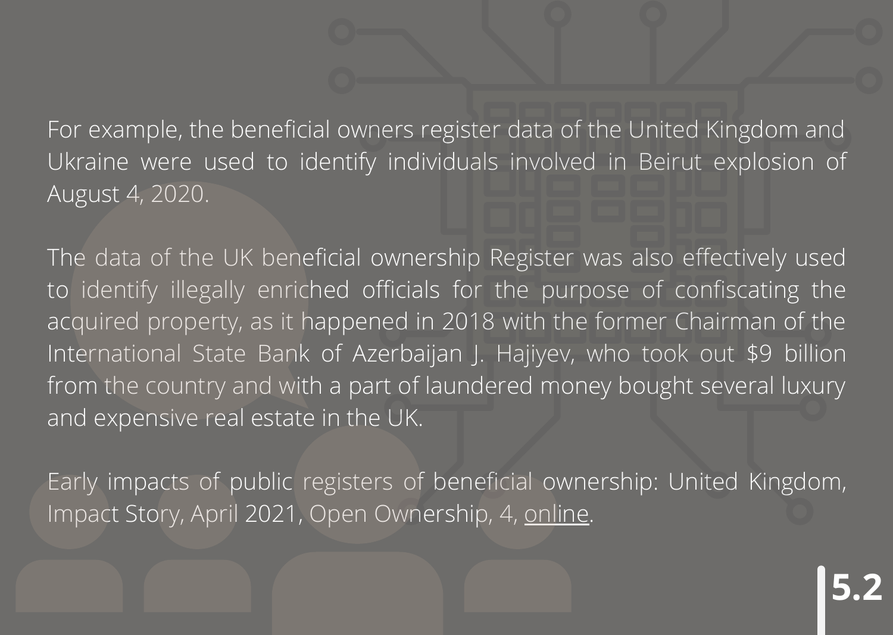For example, the beneficial owners register data of the United Kingdom and Ukraine were used to identify individuals involved in Beirut explosion of August 4, 2020.

The data of the UK beneficial ownership Register was also effectively used to identify illegally enriched officials for the purpose of confiscating the acquired property, as it happened in 2018 with the former Chairman of the International State Bank of Azerbaijan J. Hajiyev, who took out $9 billion from the country and with a part of laundered money bought several luxury and expensive real estate in the UK.

Early impacts of public registers of beneficial ownership: United Kingdom, Impact Story, April 2021, Open Ownership, 4, online.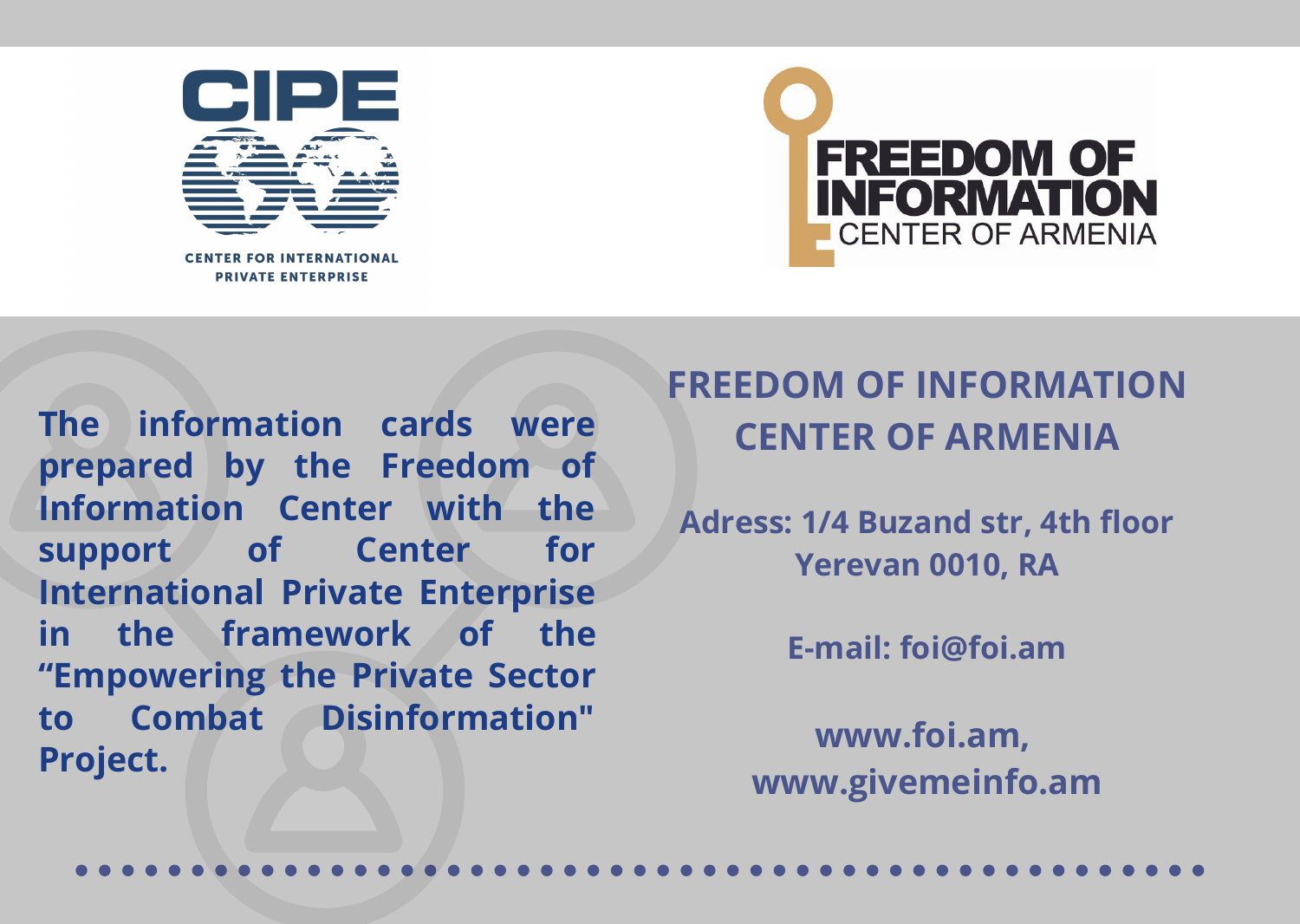CIPE

CENTER FOR INTERNATIONAL PRIVATE ENTERPRISE

FREEDOM OF INFORMATION CENTER OF ARMENIA

**The information cards were prepared by the Freedom of Information Center with the support of Center for International Private Enterprise in the framework of the “Empowering the Private Sector to Combat Disinformation" Project.**

## FREEDOM OF INFORMATION CENTER OF ARMENIA

**Adress: 1/4 Buzand str, 4th floor Yerevan 0010, RA**

**E-mail: foi@foi.am**

**www.foi.am, www.givemeinfo.am**